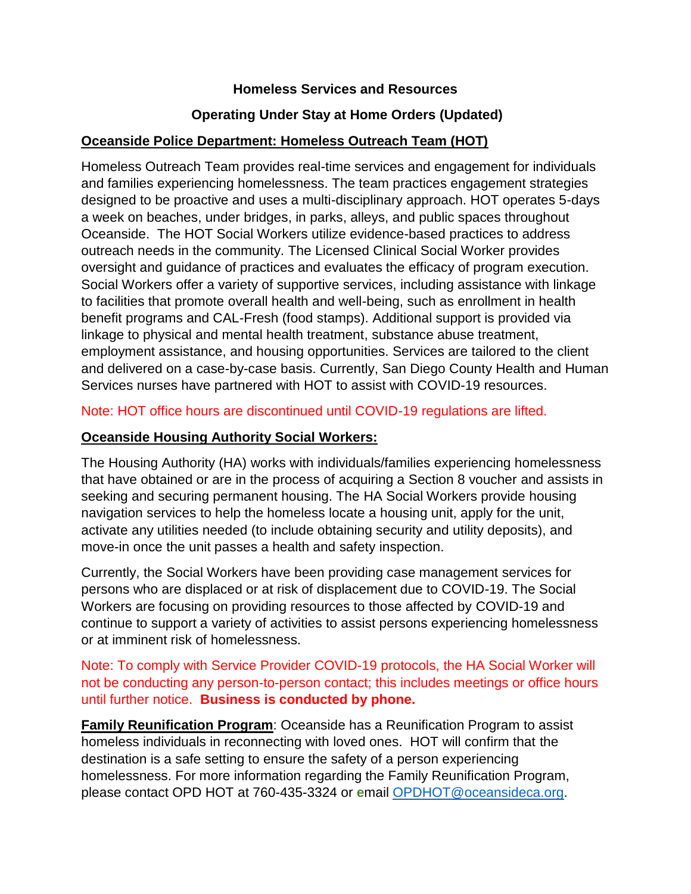# Homeless Services and Resources

## Operating Under Stay at Home Orders (Updated)

### Oceanside Police Department: Homeless Outreach Team (HOT)

Homeless Outreach Team provides real-time services and engagement for individuals and families experiencing homelessness. The team practices engagement strategies designed to be proactive and uses a multi-disciplinary approach. HOT operates 5-days a week on beaches, under bridges, in parks, alleys, and public spaces throughout Oceanside. The HOT Social Workers utilize evidence-based practices to address outreach needs in the community. The Licensed Clinical Social Worker provides oversight and guidance of practices and evaluates the efficacy of program execution. Social Workers offer a variety of supportive services, including assistance with linkage to facilities that promote overall health and well-being, such as enrollment in health benefit programs and CAL-Fresh (food stamps). Additional support is provided via linkage to physical and mental health treatment, substance abuse treatment, employment assistance, and housing opportunities. Services are tailored to the client and delivered on a case-by-case basis. Currently, San Diego County Health and Human Services nurses have partnered with HOT to assist with COVID-19 resources.

Note: HOT office hours are discontinued until COVID-19 regulations are lifted.

### Oceanside Housing Authority Social Workers:

The Housing Authority (HA) works with individuals/families experiencing homelessness that have obtained or are in the process of acquiring a Section 8 voucher and assists in seeking and securing permanent housing. The HA Social Workers provide housing navigation services to help the homeless locate a housing unit, apply for the unit, activate any utilities needed (to include obtaining security and utility deposits), and move-in once the unit passes a health and safety inspection.

Currently, the Social Workers have been providing case management services for persons who are displaced or at risk of displacement due to COVID-19. The Social Workers are focusing on providing resources to those affected by COVID-19 and continue to support a variety of activities to assist persons experiencing homelessness or at imminent risk of homelessness.

Note: To comply with Service Provider COVID-19 protocols, the HA Social Worker will not be conducting any person-to-person contact; this includes meetings or office hours until further notice. **Business is conducted by phone.**

**Family Reunification Program**: Oceanside has a Reunification Program to assist homeless individuals in reconnecting with loved ones. HOT will confirm that the destination is a safe setting to ensure the safety of a person experiencing homelessness. For more information regarding the Family Reunification Program, please contact OPD HOT at 760-435-3324 or email [OPDHOT@oceansideca.org](mailto:OPDHOT@oceansideca.org).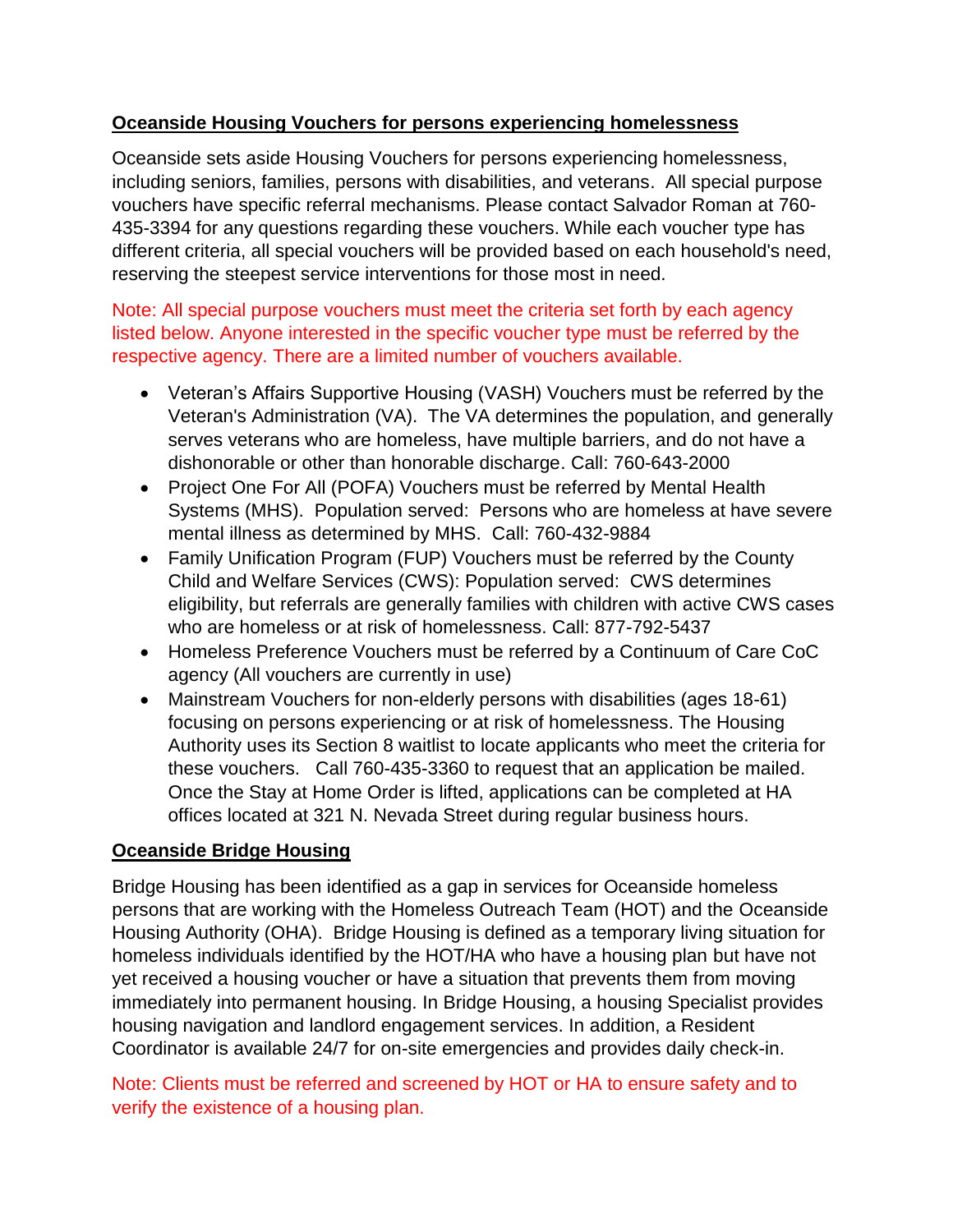## Oceanside Housing Vouchers for persons experiencing homelessness

Oceanside sets aside Housing Vouchers for persons experiencing homelessness, including seniors, families, persons with disabilities, and veterans. All special purpose vouchers have specific referral mechanisms. Please contact Salvador Roman at 760-435-3394 for any questions regarding these vouchers. While each voucher type has different criteria, all special vouchers will be provided based on each household's need, reserving the steepest service interventions for those most in need.

Note: All special purpose vouchers must meet the criteria set forth by each agency listed below. Anyone interested in the specific voucher type must be referred by the respective agency. There are a limited number of vouchers available.

- Veteran's Affairs Supportive Housing (VASH) Vouchers must be referred by the Veteran's Administration (VA). The VA determines the population, and generally serves veterans who are homeless, have multiple barriers, and do not have a dishonorable or other than honorable discharge. Call: 760-643-2000
- Project One For All (POFA) Vouchers must be referred by Mental Health Systems (MHS). Population served: Persons who are homeless at have severe mental illness as determined by MHS. Call: 760-432-9884
- Family Unification Program (FUP) Vouchers must be referred by the County Child and Welfare Services (CWS): Population served: CWS determines eligibility, but referrals are generally families with children with active CWS cases who are homeless or at risk of homelessness. Call: 877-792-5437
- Homeless Preference Vouchers must be referred by a Continuum of Care CoC agency (All vouchers are currently in use)
- Mainstream Vouchers for non-elderly persons with disabilities (ages 18-61) focusing on persons experiencing or at risk of homelessness. The Housing Authority uses its Section 8 waitlist to locate applicants who meet the criteria for these vouchers. Call 760-435-3360 to request that an application be mailed. Once the Stay at Home Order is lifted, applications can be completed at HA offices located at 321 N. Nevada Street during regular business hours.

## Oceanside Bridge Housing

Bridge Housing has been identified as a gap in services for Oceanside homeless persons that are working with the Homeless Outreach Team (HOT) and the Oceanside Housing Authority (OHA). Bridge Housing is defined as a temporary living situation for homeless individuals identified by the HOT/HA who have a housing plan but have not yet received a housing voucher or have a situation that prevents them from moving immediately into permanent housing. In Bridge Housing, a housing Specialist provides housing navigation and landlord engagement services. In addition, a Resident Coordinator is available 24/7 for on-site emergencies and provides daily check-in.

Note: Clients must be referred and screened by HOT or HA to ensure safety and to verify the existence of a housing plan.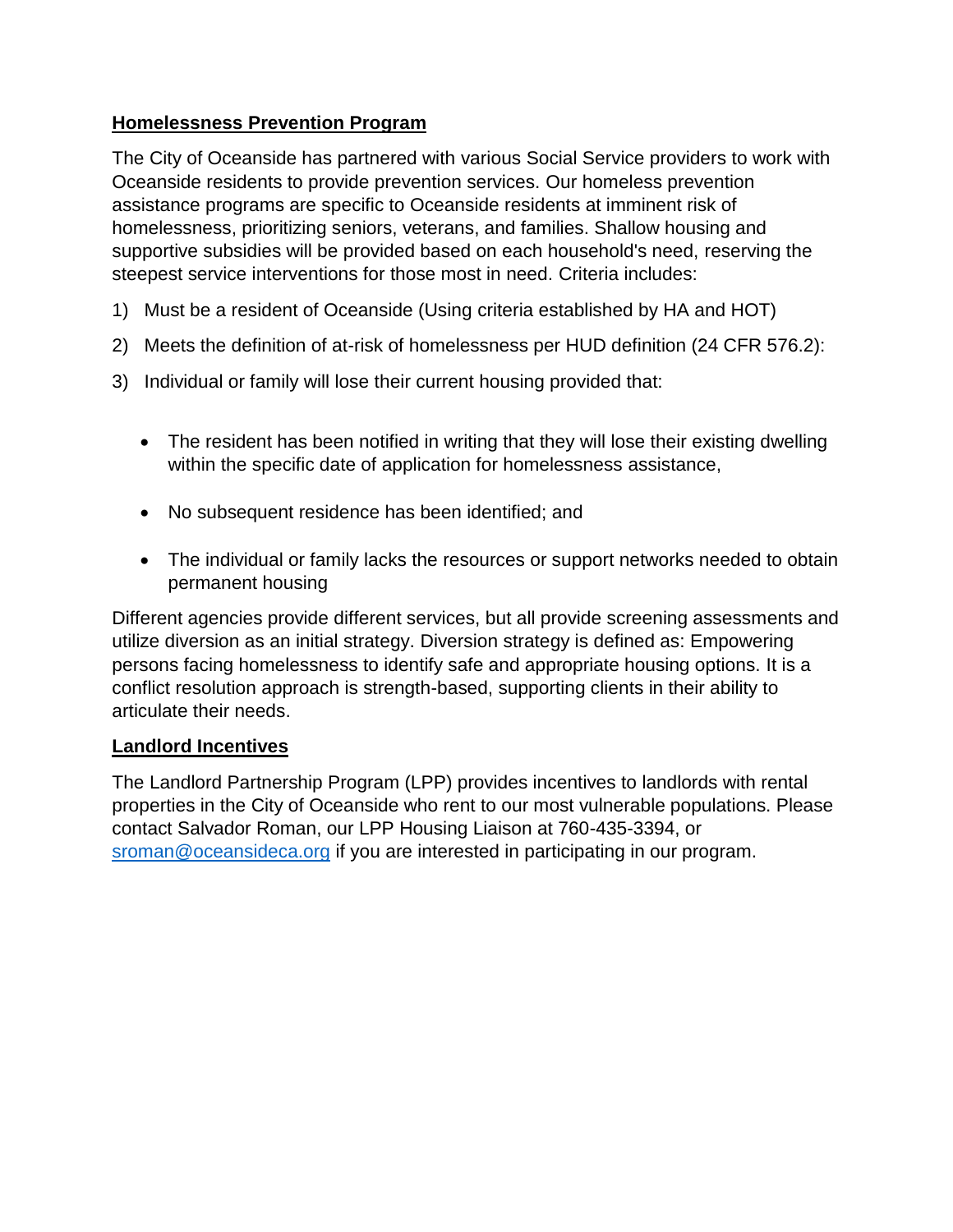**Homelessness Prevention Program**

The City of Oceanside has partnered with various Social Service providers to work with Oceanside residents to provide prevention services. Our homeless prevention assistance programs are specific to Oceanside residents at imminent risk of homelessness, prioritizing seniors, veterans, and families. Shallow housing and supportive subsidies will be provided based on each household's need, reserving the steepest service interventions for those most in need. Criteria includes:

1) Must be a resident of Oceanside (Using criteria established by HA and HOT)
2) Meets the definition of at-risk of homelessness per HUD definition (24 CFR 576.2):
3) Individual or family will lose their current housing provided that:

- The resident has been notified in writing that they will lose their existing dwelling within the specific date of application for homelessness assistance,
- No subsequent residence has been identified; and
- The individual or family lacks the resources or support networks needed to obtain permanent housing

Different agencies provide different services, but all provide screening assessments and utilize diversion as an initial strategy. Diversion strategy is defined as: Empowering persons facing homelessness to identify safe and appropriate housing options. It is a conflict resolution approach is strength-based, supporting clients in their ability to articulate their needs.

**Landlord Incentives**

The Landlord Partnership Program (LPP) provides incentives to landlords with rental properties in the City of Oceanside who rent to our most vulnerable populations. Please contact Salvador Roman, our LPP Housing Liaison at 760-435-3394, or [sroman@oceansideca.org](mailto:sroman@oceansideca.org) if you are interested in participating in our program.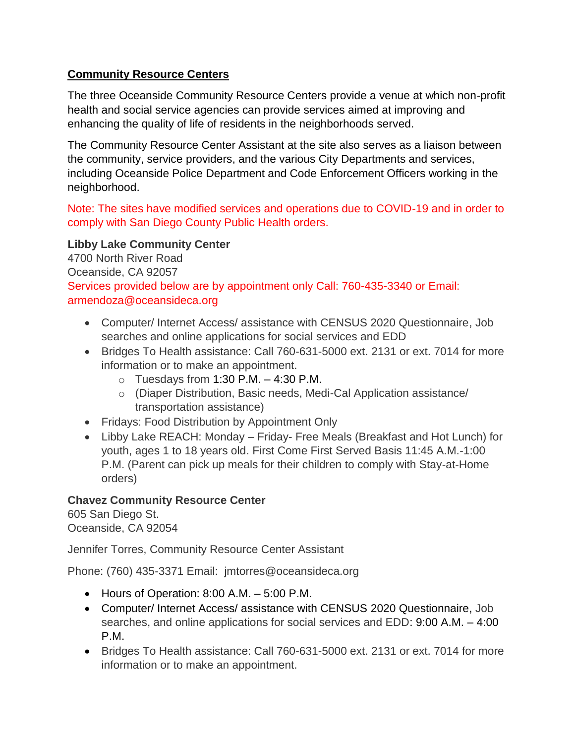## Community Resource Centers

The three Oceanside Community Resource Centers provide a venue at which non-profit health and social service agencies can provide services aimed at improving and enhancing the quality of life of residents in the neighborhoods served.

The Community Resource Center Assistant at the site also serves as a liaison between the community, service providers, and the various City Departments and services, including Oceanside Police Department and Code Enforcement Officers working in the neighborhood.

Note: The sites have modified services and operations due to COVID-19 and in order to comply with San Diego County Public Health orders.

**Libby Lake Community Center**
4700 North River Road
Oceanside, CA 92057
Services provided below are by appointment only Call: 760-435-3340 or Email: armendoza@oceansideca.org

- Computer/ Internet Access/ assistance with CENSUS 2020 Questionnaire, Job searches and online applications for social services and EDD
- Bridges To Health assistance: Call 760-631-5000 ext. 2131 or ext. 7014 for more information or to make an appointment.
    - Tuesdays from 1:30 P.M. – 4:30 P.M.
    - (Diaper Distribution, Basic needs, Medi-Cal Application assistance/ transportation assistance)
- Fridays: Food Distribution by Appointment Only
- Libby Lake REACH: Monday – Friday- Free Meals (Breakfast and Hot Lunch) for youth, ages 1 to 18 years old. First Come First Served Basis 11:45 A.M.-1:00 P.M. (Parent can pick up meals for their children to comply with Stay-at-Home orders)

**Chavez Community Resource Center**
605 San Diego St.
Oceanside, CA 92054

Jennifer Torres, Community Resource Center Assistant

Phone: (760) 435-3371 Email: jmtorres@oceansideca.org

- Hours of Operation: 8:00 A.M. – 5:00 P.M.
- Computer/ Internet Access/ assistance with CENSUS 2020 Questionnaire, Job searches, and online applications for social services and EDD: 9:00 A.M. – 4:00 P.M.
- Bridges To Health assistance: Call 760-631-5000 ext. 2131 or ext. 7014 for more information or to make an appointment.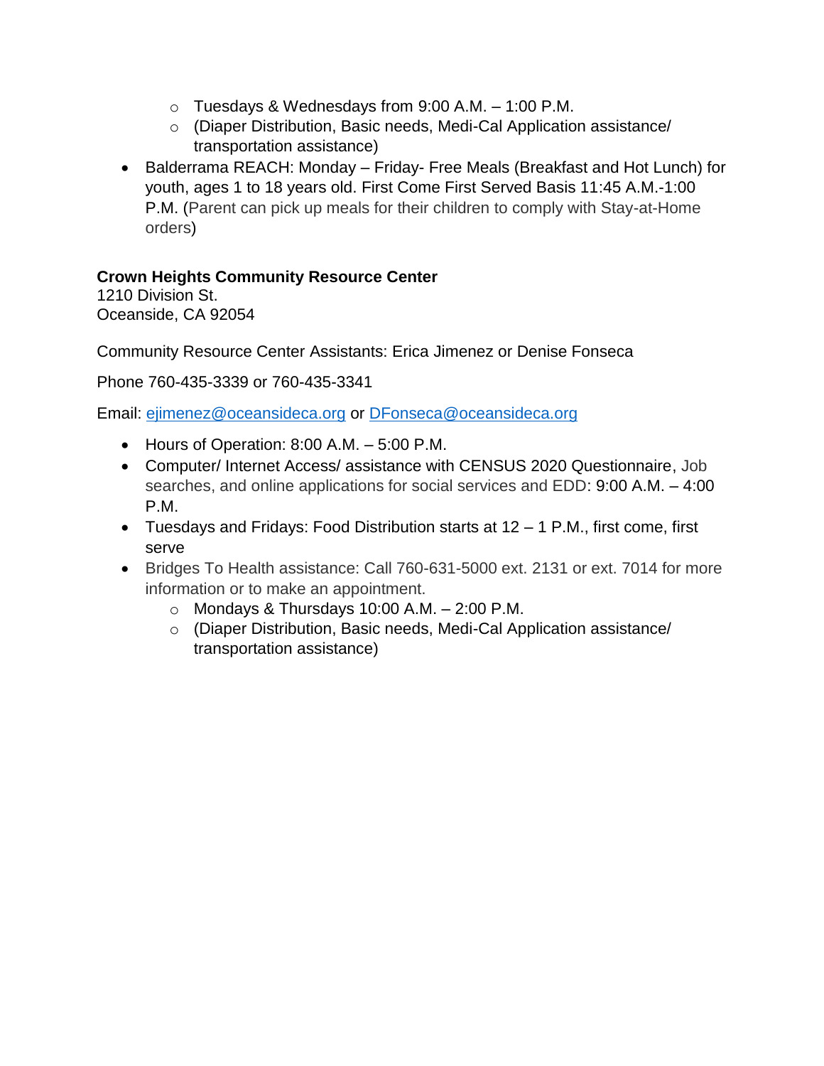- Tuesdays & Wednesdays from 9:00 A.M. – 1:00 P.M.
    - (Diaper Distribution, Basic needs, Medi-Cal Application assistance/ transportation assistance)
- Balderrama REACH: Monday – Friday- Free Meals (Breakfast and Hot Lunch) for youth, ages 1 to 18 years old. First Come First Served Basis 11:45 A.M.-1:00 P.M. (Parent can pick up meals for their children to comply with Stay-at-Home orders)

**Crown Heights Community Resource Center**
1210 Division St.
Oceanside, CA 92054

Community Resource Center Assistants: Erica Jimenez or Denise Fonseca

Phone 760-435-3339 or 760-435-3341

Email: ejimenez@oceansideca.org or DFonseca@oceansideca.org

- Hours of Operation: 8:00 A.M. – 5:00 P.M.
- Computer/ Internet Access/ assistance with CENSUS 2020 Questionnaire, Job searches, and online applications for social services and EDD: 9:00 A.M. – 4:00 P.M.
- Tuesdays and Fridays: Food Distribution starts at 12 – 1 P.M., first come, first serve
- Bridges To Health assistance: Call 760-631-5000 ext. 2131 or ext. 7014 for more information or to make an appointment.
    - Mondays & Thursdays 10:00 A.M. – 2:00 P.M.
    - (Diaper Distribution, Basic needs, Medi-Cal Application assistance/ transportation assistance)